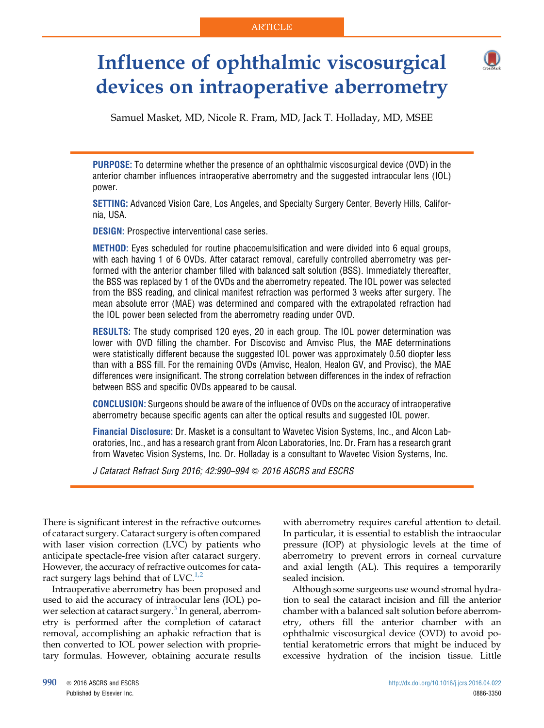ARTICLE

# Influence of ophthalmic viscosurgical devices on intraoperative aberrometry

Samuel Masket, MD, Nicole R. Fram, MD, Jack T. Holladay, MD, MSEE

**PURPOSE:** To determine whether the presence of an ophthalmic viscosurgical device (OVD) in the anterior chamber influences intraoperative aberrometry and the suggested intraocular lens (IOL) power.

**SETTING:** Advanced Vision Care, Los Angeles, and Specialty Surgery Center, Beverly Hills, California, USA.

**DESIGN:** Prospective interventional case series.

**METHOD:** Eyes scheduled for routine phacoemulsification and were divided into 6 equal groups, with each having 1 of 6 OVDs. After cataract removal, carefully controlled aberrometry was performed with the anterior chamber filled with balanced salt solution (BSS). Immediately thereafter, the BSS was replaced by 1 of the OVDs and the aberrometry repeated. The IOL power was selected from the BSS reading, and clinical manifest refraction was performed 3 weeks after surgery. The mean absolute error (MAE) was determined and compared with the extrapolated refraction had the IOL power been selected from the aberrometry reading under OVD.

**RESULTS:** The study comprised 120 eyes, 20 in each group. The IOL power determination was lower with OVD filling the chamber. For Discovisc and Amvisc Plus, the MAE determinations were statistically different because the suggested IOL power was approximately 0.50 diopter less than with a BSS fill. For the remaining OVDs (Amvisc, Healon, Healon GV, and Provisc), the MAE differences were insignificant. The strong correlation between differences in the index of refraction between BSS and specific OVDs appeared to be causal.

**CONCLUSION:** Surgeons should be aware of the influence of OVDs on the accuracy of intraoperative aberrometry because specific agents can alter the optical results and suggested IOL power.

**Financial Disclosure:** Dr. Masket is a consultant to Wavetec Vision Systems, Inc., and Alcon Laboratories, Inc., and has a research grant from Alcon Laboratories, Inc. Dr. Fram has a research grant from Wavetec Vision Systems, Inc. Dr. Holladay is a consultant to Wavetec Vision Systems, Inc.

*J Cataract Refract Surg 2016; 42:990–994 © 2016 ASCRS and ESCRS*

There is significant interest in the refractive outcomes of cataract surgery. Cataract surgery is often compared with laser vision correction (LVC) by patients who anticipate spectacle-free vision after cataract surgery. However, the accuracy of refractive outcomes for cataract surgery lags behind that of LVC.[1,2]

Intraoperative aberrometry has been proposed and used to aid the accuracy of intraocular lens (IOL) power selection at cataract surgery.[3] In general, aberrometry is performed after the completion of cataract removal, accomplishing an aphakic refraction that is then converted to IOL power selection with proprietary formulas. However, obtaining accurate results with aberrometry requires careful attention to detail. In particular, it is essential to establish the intraocular pressure (IOP) at physiologic levels at the time of aberrometry to prevent errors in corneal curvature and axial length (AL). This requires a temporarily sealed incision.

Although some surgeons use wound stromal hydration to seal the cataract incision and fill the anterior chamber with a balanced salt solution before aberrometry, others fill the anterior chamber with an ophthalmic viscosurgical device (OVD) to avoid potential keratometric errors that might be induced by excessive hydration of the incision tissue. Little

© 2016 ASCRS and ESCRS
Published by Elsevier Inc.

http://dx.doi.org/10.1016/j.jcrs.2016.04.022
0886-3350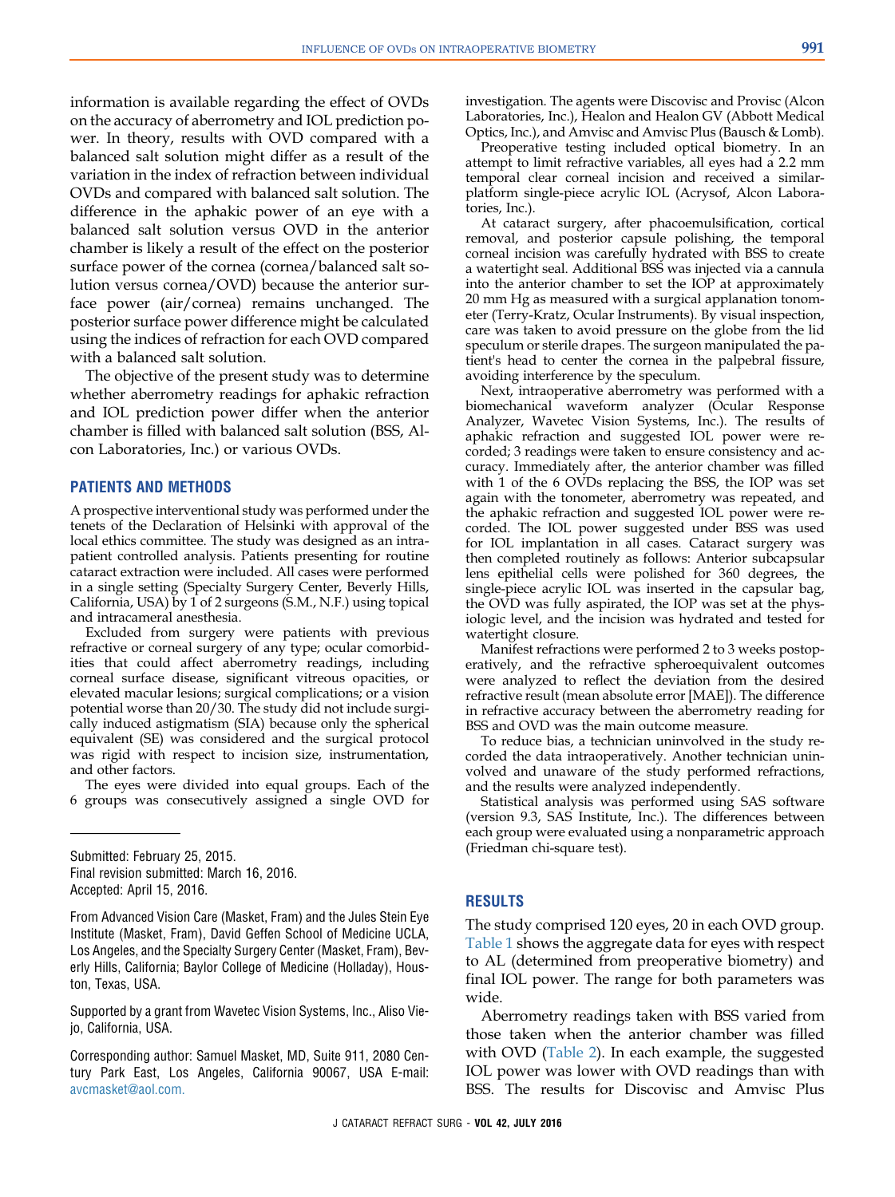information is available regarding the effect of OVDs on the accuracy of aberrometry and IOL prediction power. In theory, results with OVD compared with a balanced salt solution might differ as a result of the variation in the index of refraction between individual OVDs and compared with balanced salt solution. The difference in the aphakic power of an eye with a balanced salt solution versus OVD in the anterior chamber is likely a result of the effect on the posterior surface power of the cornea (cornea/balanced salt solution versus cornea/OVD) because the anterior surface power (air/cornea) remains unchanged. The posterior surface power difference might be calculated using the indices of refraction for each OVD compared with a balanced salt solution.

The objective of the present study was to determine whether aberrometry readings for aphakic refraction and IOL prediction power differ when the anterior chamber is filled with balanced salt solution (BSS, Alcon Laboratories, Inc.) or various OVDs.

## PATIENTS AND METHODS

A prospective interventional study was performed under the tenets of the Declaration of Helsinki with approval of the local ethics committee. The study was designed as an intrapatient controlled analysis. Patients presenting for routine cataract extraction were included. All cases were performed in a single setting (Specialty Surgery Center, Beverly Hills, California, USA) by 1 of 2 surgeons (S.M., N.F.) using topical and intracameral anesthesia.

Excluded from surgery were patients with previous refractive or corneal surgery of any type; ocular comorbidities that could affect aberrometry readings, including corneal surface disease, significant vitreous opacities, or elevated macular lesions; surgical complications; or a vision potential worse than 20/30. The study did not include surgically induced astigmatism (SIA) because only the spherical equivalent (SE) was considered and the surgical protocol was rigid with respect to incision size, instrumentation, and other factors.

The eyes were divided into equal groups. Each of the 6 groups was consecutively assigned a single OVD for investigation. The agents were Discovisc and Provisc (Alcon Laboratories, Inc.), Healon and Healon GV (Abbott Medical Optics, Inc.), and Amvisc and Amvisc Plus (Bausch & Lomb).

Preoperative testing included optical biometry. In an attempt to limit refractive variables, all eyes had a 2.2 mm temporal clear corneal incision and received a similar-platform single-piece acrylic IOL (Acrysof, Alcon Laboratories, Inc.).

At cataract surgery, after phacoemulsification, cortical removal, and posterior capsule polishing, the temporal corneal incision was carefully hydrated with BSS to create a watertight seal. Additional BSS was injected via a cannula into the anterior chamber to set the IOP at approximately 20 mm Hg as measured with a surgical applanation tonometer (Terry-Kratz, Ocular Instruments). By visual inspection, care was taken to avoid pressure on the globe from the lid speculum or sterile drapes. The surgeon manipulated the patient's head to center the cornea in the palpebral fissure, avoiding interference by the speculum.

Next, intraoperative aberrometry was performed with a biomechanical waveform analyzer (Ocular Response Analyzer, Wavetec Vision Systems, Inc.). The results of aphakic refraction and suggested IOL power were recorded; 3 readings were taken to ensure consistency and accuracy. Immediately after, the anterior chamber was filled with 1 of the 6 OVDs replacing the BSS, the IOP was set again with the tonometer, aberrometry was repeated, and the aphakic refraction and suggested IOL power were recorded. The IOL power suggested under BSS was used for IOL implantation in all cases. Cataract surgery was then completed routinely as follows: Anterior subcapsular lens epithelial cells were polished for 360 degrees, the single-piece acrylic IOL was inserted in the capsular bag, the OVD was fully aspirated, the IOP was set at the physiologic level, and the incision was hydrated and tested for watertight closure.

Manifest refractions were performed 2 to 3 weeks postoperatively, and the refractive spheroequivalent outcomes were analyzed to reflect the deviation from the desired refractive result (mean absolute error [MAE]). The difference in refractive accuracy between the aberrometry reading for BSS and OVD was the main outcome measure.

To reduce bias, a technician uninvolved in the study recorded the data intraoperatively. Another technician uninvolved and unaware of the study performed refractions, and the results were analyzed independently.

Statistical analysis was performed using SAS software (version 9.3, SAS Institute, Inc.). The differences between each group were evaluated using a nonparametric approach (Friedman chi-square test).

## RESULTS

The study comprised 120 eyes, 20 in each OVD group. Table 1 shows the aggregate data for eyes with respect to AL (determined from preoperative biometry) and final IOL power. The range for both parameters was wide.

Aberrometry readings taken with BSS varied from those taken when the anterior chamber was filled with OVD (Table 2). In each example, the suggested IOL power was lower with OVD readings than with BSS. The results for Discovisc and Amvisc Plus

Submitted: February 25, 2015.
Final revision submitted: March 16, 2016.
Accepted: April 15, 2016.

From Advanced Vision Care (Masket, Fram) and the Jules Stein Eye Institute (Masket, Fram), David Geffen School of Medicine UCLA, Los Angeles, and the Specialty Surgery Center (Masket, Fram), Beverly Hills, California; Baylor College of Medicine (Holladay), Houston, Texas, USA.

Supported by a grant from Wavetec Vision Systems, Inc., Aliso Viejo, California, USA.

Corresponding author: Samuel Masket, MD, Suite 911, 2080 Century Park East, Los Angeles, California 90067, USA E-mail: avcmasket@aol.com.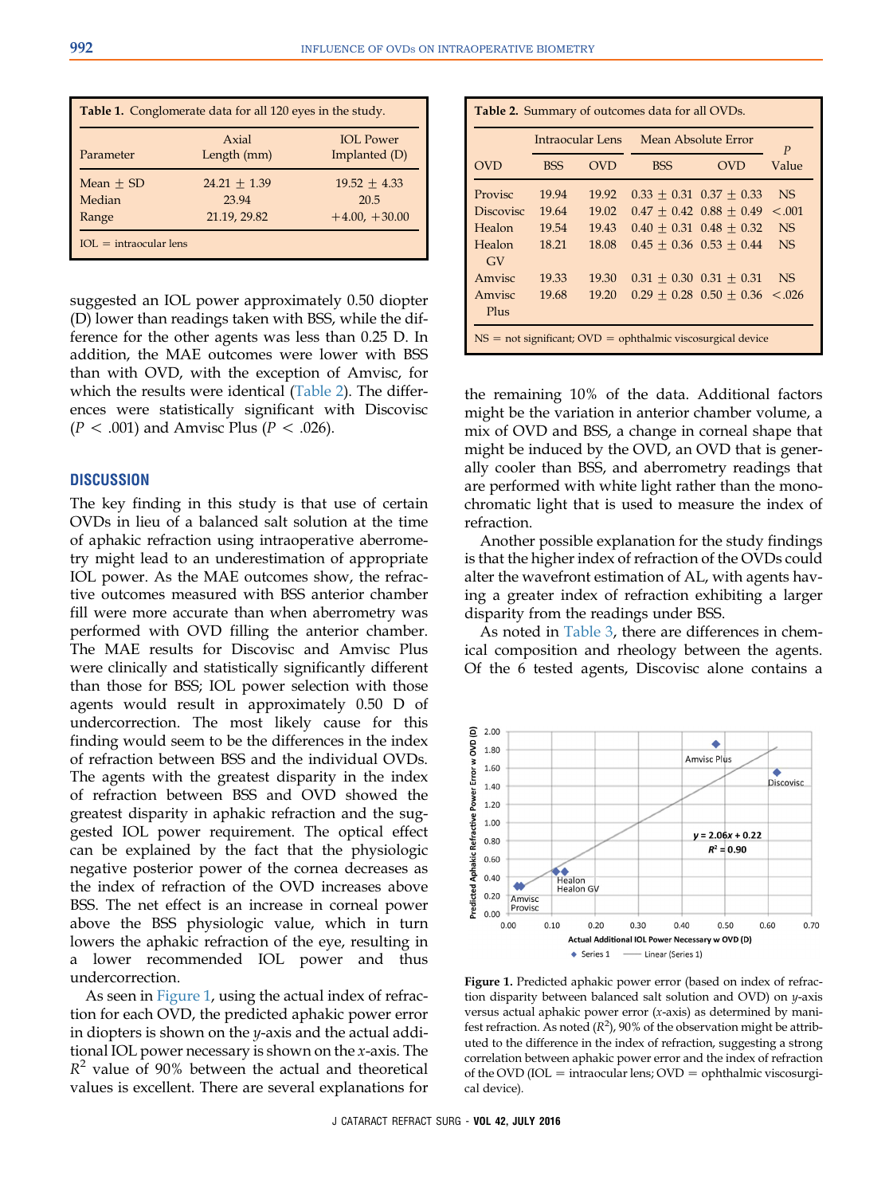**Table 1.** Conglomerate data for all 120 eyes in the study.

| Parameter | Axial Length (mm) | IOL Power Implanted (D) |
|---|---|---|
| Mean ± SD | 24.21 ± 1.39 | 19.52 ± 4.33 |
| Median | 23.94 | 20.5 |
| Range | 21.19, 29.82 | +4.00, +30.00 |

IOL = intraocular lens

suggested an IOL power approximately 0.50 diopter (D) lower than readings taken with BSS, while the difference for the other agents was less than 0.25 D. In addition, the MAE outcomes were lower with BSS than with OVD, with the exception of Amvisc, for which the results were identical (Table 2). The differences were statistically significant with Discovisc ($P < .001$) and Amvisc Plus ($P < .026$).

## DISCUSSION

The key finding in this study is that use of certain OVDs in lieu of a balanced salt solution at the time of aphakic refraction using intraoperative aberrometry might lead to an underestimation of appropriate IOL power. As the MAE outcomes show, the refractive outcomes measured with BSS anterior chamber fill were more accurate than when aberrometry was performed with OVD filling the anterior chamber. The MAE results for Discovisc and Amvisc Plus were clinically and statistically significantly different than those for BSS; IOL power selection with those agents would result in approximately 0.50 D of undercorrection. The most likely cause for this finding would seem to be the differences in the index of refraction between BSS and the individual OVDs. The agents with the greatest disparity in the index of refraction between BSS and OVD showed the greatest disparity in aphakic refraction and the suggested IOL power requirement. The optical effect can be explained by the fact that the physiologic negative posterior power of the cornea decreases as the index of refraction of the OVD increases above BSS. The net effect is an increase in corneal power above the BSS physiologic value, which in turn lowers the aphakic refraction of the eye, resulting in a lower recommended IOL power and thus undercorrection.

As seen in Figure 1, using the actual index of refraction for each OVD, the predicted aphakic power error in diopters is shown on the $y$-axis and the actual additional IOL power necessary is shown on the $x$-axis. The $R^2$ value of 90% between the actual and theoretical values is excellent. There are several explanations for the remaining 10% of the data. Additional factors might be the variation in anterior chamber volume, a mix of OVD and BSS, a change in corneal shape that might be induced by the OVD, an OVD that is generally cooler than BSS, and aberrometry readings that are performed with white light rather than the monochromatic light that is used to measure the index of refraction.

**Table 2.** Summary of outcomes data for all OVDs.

| OVD | Intraocular Lens | | Mean Absolute Error | | P Value |
|---|---|---|---|---|---|
| | BSS | OVD | BSS | OVD | |
| Provisc | 19.94 | 19.92 | 0.33 ± 0.31 | 0.37 ± 0.33 | NS |
| Discovisc | 19.64 | 19.02 | 0.47 ± 0.42 | 0.88 ± 0.49 | <.001 |
| Healon | 19.54 | 19.43 | 0.40 ± 0.31 | 0.48 ± 0.32 | NS |
| Healon GV | 18.21 | 18.08 | 0.45 ± 0.36 | 0.53 ± 0.44 | NS |
| Amvisc | 19.33 | 19.30 | 0.31 ± 0.30 | 0.31 ± 0.31 | NS |
| Amvisc Plus | 19.68 | 19.20 | 0.29 ± 0.28 | 0.50 ± 0.36 | <.026 |

NS = not significant; OVD = ophthalmic viscosurgical device

Another possible explanation for the study findings is that the higher index of refraction of the OVDs could alter the wavefront estimation of AL, with agents having a greater index of refraction exhibiting a larger disparity from the readings under BSS.

As noted in Table 3, there are differences in chemical composition and rheology between the agents. Of the 6 tested agents, Discovisc alone contains a

**Figure 1.** Predicted aphakic power error (based on index of refraction disparity between balanced salt solution and OVD) on $y$-axis versus actual aphakic power error ($x$-axis) as determined by manifest refraction. As noted ($R^2$), 90% of the observation might be attributed to the difference in the index of refraction, suggesting a strong correlation between aphakic power error and the index of refraction of the OVD (IOL = intraocular lens; OVD = ophthalmic viscosurgical device).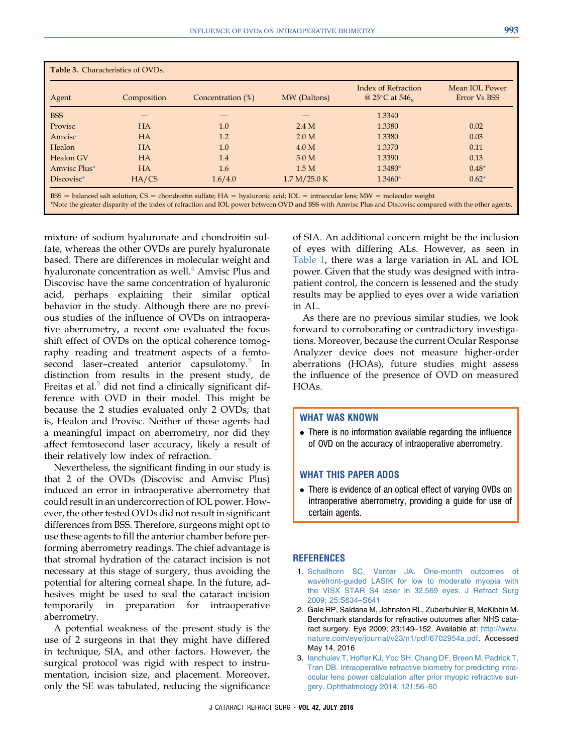**Table 3.** Characteristics of OVDs.

| Agent | Composition | Concentration (%) | MW (Daltons) | Index of Refraction @ 25°C at $546_u$ | Mean IOL Power Error Vs BSS |
|---|---|---|---|---|---|
| BSS | — | — | — | 1.3340 | |
| Provisc | HA | 1.0 | 2.4 M | 1.3380 | 0.02 |
| Amvisc | HA | 1.2 | 2.0 M | 1.3380 | 0.03 |
| Healon | HA | 1.0 | 4.0 M | 1.3370 | 0.11 |
| Healon GV | HA | 1.4 | 5.0 M | 1.3390 | 0.13 |
| Amvisc Plus* | HA | 1.6 | 1.5 M | 1.3480* | 0.48* |
| Discovisc* | HA/CS | 1.6/4.0 | 1.7 M/25.0 K | 1.3460* | 0.62* |

BSS = balanced salt solution; CS = chondroitin sulfate; HA = hyaluronic acid; IOL = intraocular lens; MW = molecular weight
*Note the greater disparity of the index of refraction and IOL power between OVD and BSS with Amvisc Plus and Discovisc compared with the other agents.

mixture of sodium hyaluronate and chondroitin sulfate, whereas the other OVDs are purely hyaluronate based. There are differences in molecular weight and hyaluronate concentration as well.[4] Amvisc Plus and Discovisc have the same concentration of hyaluronic acid, perhaps explaining their similar optical behavior in the study. Although there are no previous studies of the influence of OVDs on intraoperative aberrometry, a recent one evaluated the focus shift effect of OVDs on the optical coherence tomography reading and treatment aspects of a femtosecond laser–created anterior capsulotomy.[5] In distinction from results in the present study, de Freitas et al.[5] did not find a clinically significant difference with OVD in their model. This might be because the 2 studies evaluated only 2 OVDs; that is, Healon and Provisc. Neither of those agents had a meaningful impact on aberrometry, nor did they affect femtosecond laser accuracy, likely a result of their relatively low index of refraction.

Nevertheless, the significant finding in our study is that 2 of the OVDs (Discovisc and Amvisc Plus) induced an error in intraoperative aberrometry that could result in an undercorrection of IOL power. However, the other tested OVDs did not result in significant differences from BSS. Therefore, surgeons might opt to use these agents to fill the anterior chamber before performing aberrometry readings. The chief advantage is that stromal hydration of the cataract incision is not necessary at this stage of surgery, thus avoiding the potential for altering corneal shape. In the future, adhesives might be used to seal the cataract incision temporarily in preparation for intraoperative aberrometry.

A potential weakness of the present study is the use of 2 surgeons in that they might have differed in technique, SIA, and other factors. However, the surgical protocol was rigid with respect to instrumentation, incision size, and placement. Moreover, only the SE was tabulated, reducing the significance of SIA. An additional concern might be the inclusion of eyes with differing ALs. However, as seen in Table 1, there was a large variation in AL and IOL power. Given that the study was designed with intrapatient control, the concern is lessened and the study results may be applied to eyes over a wide variation in AL.

As there are no previous similar studies, we look forward to corroborating or contradictory investigations. Moreover, because the current Ocular Response Analyzer device does not measure higher-order aberrations (HOAs), future studies might assess the influence of the presence of OVD on measured HOAs.

## WHAT WAS KNOWN

- There is no information available regarding the influence of OVD on the accuracy of intraoperative aberrometry.

## WHAT THIS PAPER ADDS

- There is evidence of an optical effect of varying OVDs on intraoperative aberrometry, providing a guide for use of certain agents.

## REFERENCES

1. Schallhorn SC, Venter JA. One-month outcomes of wavefront-guided LASIK for low to moderate myopia with the VISX STAR S4 laser in 32,569 eyes. J Refract Surg 2009; 25:S634–S641
2. Gale RP, Saldana M, Johnston RL, Zuberbuhler B, McKibbin M. Benchmark standards for refractive outcomes after NHS cataract surgery. Eye 2009; 23:149–152. Available at: http://www.nature.com/eye/journal/v23/n1/pdf/6702954a.pdf. Accessed May 14, 2016
3. Ianchulev T, Hoffer KJ, Yoo SH, Chang DF, Breen M, Padrick T, Tran DB. Intraoperative refractive biometry for predicting intraocular lens power calculation after prior myopic refractive surgery. Ophthalmology 2014; 121:56–60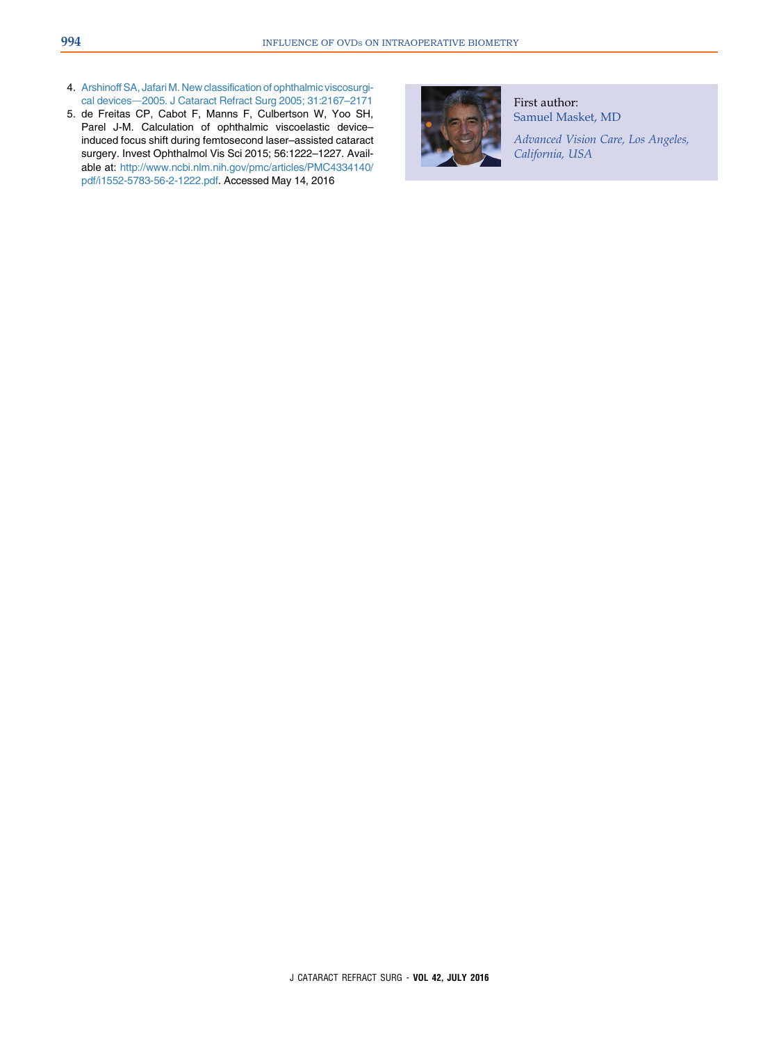4. Arshinoff SA, Jafari M. New classification of ophthalmic viscosurgical devices—2005. J Cataract Refract Surg 2005; 31:2167–2171
5. de Freitas CP, Cabot F, Manns F, Culbertson W, Yoo SH, Parel J-M. Calculation of ophthalmic viscoelastic device–induced focus shift during femtosecond laser–assisted cataract surgery. Invest Ophthalmol Vis Sci 2015; 56:1222–1227. Available at: http://www.ncbi.nlm.nih.gov/pmc/articles/PMC4334140/pdf/i1552-5783-56-2-1222.pdf. Accessed May 14, 2016

First author:
Samuel Masket, MD

*Advanced Vision Care, Los Angeles, California, USA*